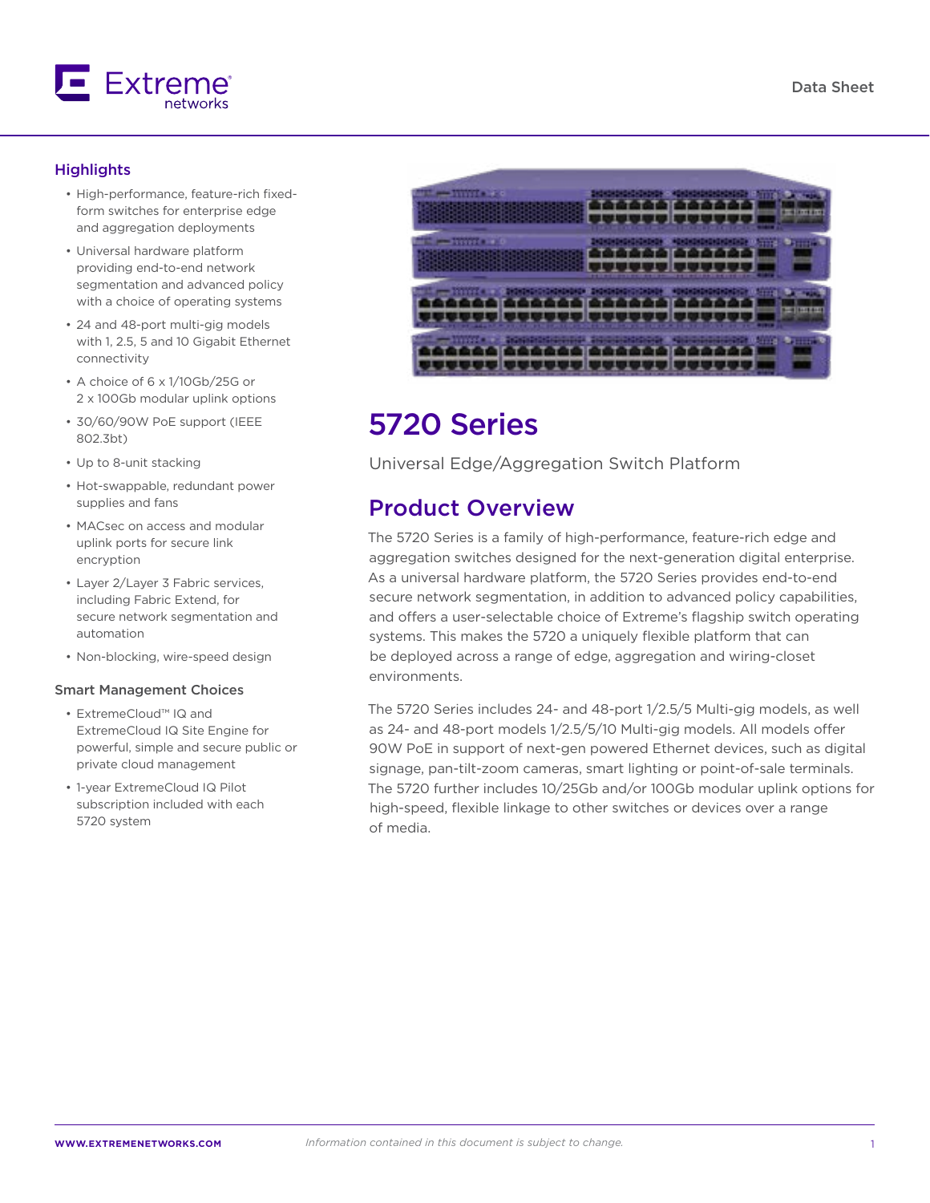Data Sheet

# 5720 Series

Universal Edge/Aggregation Switch Platform

## Highlights

- High-performance, feature-rich fixed-form switches for enterprise edge and aggregation deployments
- Universal hardware platform providing end-to-end network segmentation and advanced policy with a choice of operating systems
- 24 and 48-port multi-gig models with 1, 2.5, 5 and 10 Gigabit Ethernet connectivity
- A choice of 6 x 1/10Gb/25G or 2 x 100Gb modular uplink options
- 30/60/90W PoE support (IEEE 802.3bt)
- Up to 8-unit stacking
- Hot-swappable, redundant power supplies and fans
- MACsec on access and modular uplink ports for secure link encryption
- Layer 2/Layer 3 Fabric services, including Fabric Extend, for secure network segmentation and automation
- Non-blocking, wire-speed design

### Smart Management Choices

- ExtremeCloud™ IQ and ExtremeCloud IQ Site Engine for powerful, simple and secure public or private cloud management
- 1-year ExtremeCloud IQ Pilot subscription included with each 5720 system

## Product Overview

The 5720 Series is a family of high-performance, feature-rich edge and aggregation switches designed for the next-generation digital enterprise. As a universal hardware platform, the 5720 Series provides end-to-end secure network segmentation, in addition to advanced policy capabilities, and offers a user-selectable choice of Extreme's flagship switch operating systems. This makes the 5720 a uniquely flexible platform that can be deployed across a range of edge, aggregation and wiring-closet environments.

The 5720 Series includes 24- and 48-port 1/2.5/5 Multi-gig models, as well as 24- and 48-port models 1/2.5/5/10 Multi-gig models. All models offer 90W PoE in support of next-gen powered Ethernet devices, such as digital signage, pan-tilt-zoom cameras, smart lighting or point-of-sale terminals. The 5720 further includes 10/25Gb and/or 100Gb modular uplink options for high-speed, flexible linkage to other switches or devices over a range of media.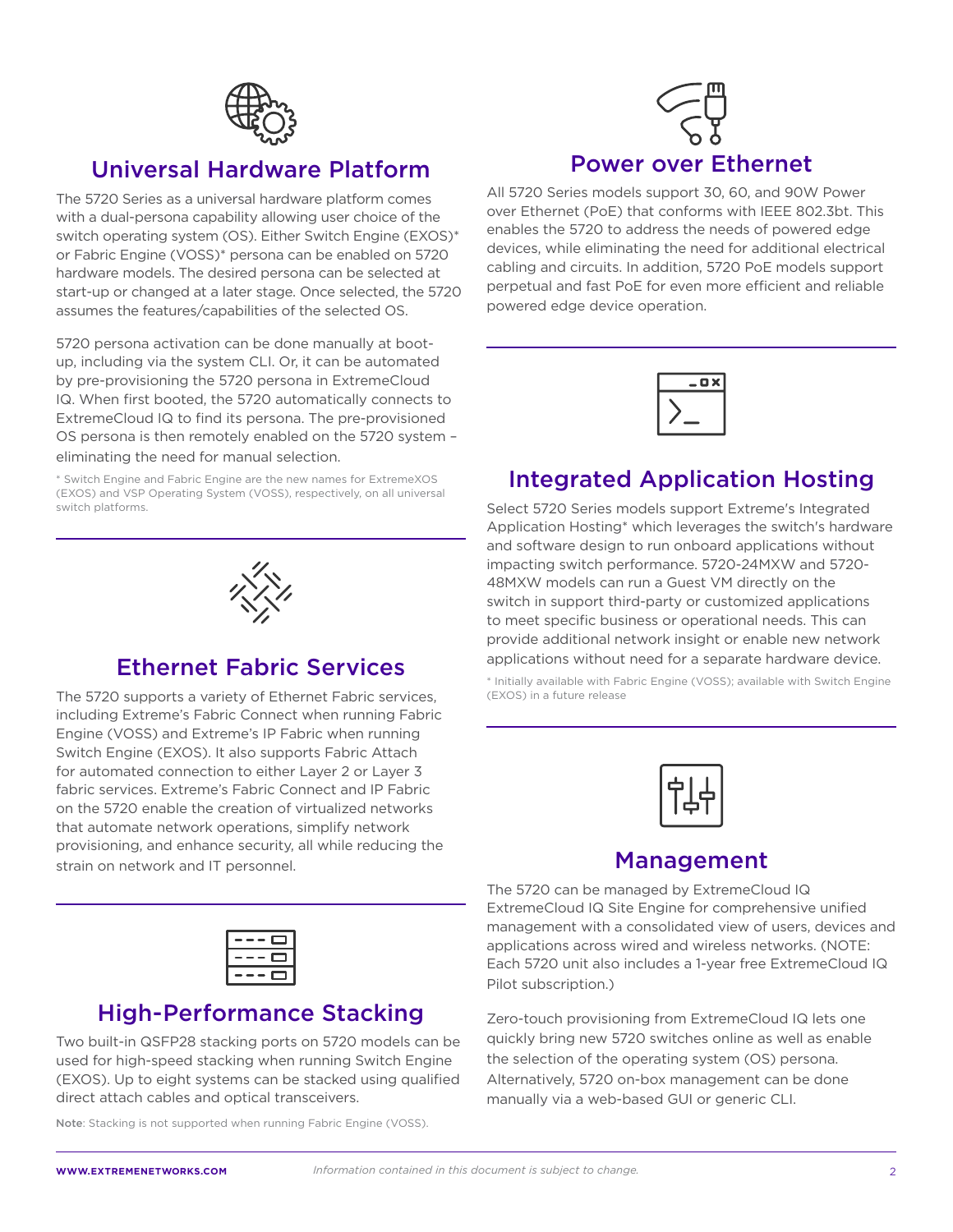## Universal Hardware Platform

The 5720 Series as a universal hardware platform comes with a dual-persona capability allowing user choice of the switch operating system (OS). Either Switch Engine (EXOS)* or Fabric Engine (VOSS)* persona can be enabled on 5720 hardware models. The desired persona can be selected at start-up or changed at a later stage. Once selected, the 5720 assumes the features/capabilities of the selected OS.

5720 persona activation can be done manually at boot-up, including via the system CLI. Or, it can be automated by pre-provisioning the 5720 persona in ExtremeCloud IQ. When first booted, the 5720 automatically connects to ExtremeCloud IQ to find its persona. The pre-provisioned OS persona is then remotely enabled on the 5720 system – eliminating the need for manual selection.

* Switch Engine and Fabric Engine are the new names for ExtremeXOS (EXOS) and VSP Operating System (VOSS), respectively, on all universal switch platforms.

## Ethernet Fabric Services

The 5720 supports a variety of Ethernet Fabric services, including Extreme's Fabric Connect when running Fabric Engine (VOSS) and Extreme's IP Fabric when running Switch Engine (EXOS). It also supports Fabric Attach for automated connection to either Layer 2 or Layer 3 fabric services. Extreme's Fabric Connect and IP Fabric on the 5720 enable the creation of virtualized networks that automate network operations, simplify network provisioning, and enhance security, all while reducing the strain on network and IT personnel.

## High-Performance Stacking

Two built-in QSFP28 stacking ports on 5720 models can be used for high-speed stacking when running Switch Engine (EXOS). Up to eight systems can be stacked using qualified direct attach cables and optical transceivers.

**Note**: Stacking is not supported when running Fabric Engine (VOSS).

## Power over Ethernet

All 5720 Series models support 30, 60, and 90W Power over Ethernet (PoE) that conforms with IEEE 802.3bt. This enables the 5720 to address the needs of powered edge devices, while eliminating the need for additional electrical cabling and circuits. In addition, 5720 PoE models support perpetual and fast PoE for even more efficient and reliable powered edge device operation.

## Integrated Application Hosting

Select 5720 Series models support Extreme's Integrated Application Hosting* which leverages the switch's hardware and software design to run onboard applications without impacting switch performance. 5720-24MXW and 5720-48MXW models can run a Guest VM directly on the switch in support third-party or customized applications to meet specific business or operational needs. This can provide additional network insight or enable new network applications without need for a separate hardware device.

* Initially available with Fabric Engine (VOSS); available with Switch Engine (EXOS) in a future release

## Management

The 5720 can be managed by ExtremeCloud IQ ExtremeCloud IQ Site Engine for comprehensive unified management with a consolidated view of users, devices and applications across wired and wireless networks. (NOTE: Each 5720 unit also includes a 1-year free ExtremeCloud IQ Pilot subscription.)

Zero-touch provisioning from ExtremeCloud IQ lets one quickly bring new 5720 switches online as well as enable the selection of the operating system (OS) persona. Alternatively, 5720 on-box management can be done manually via a web-based GUI or generic CLI.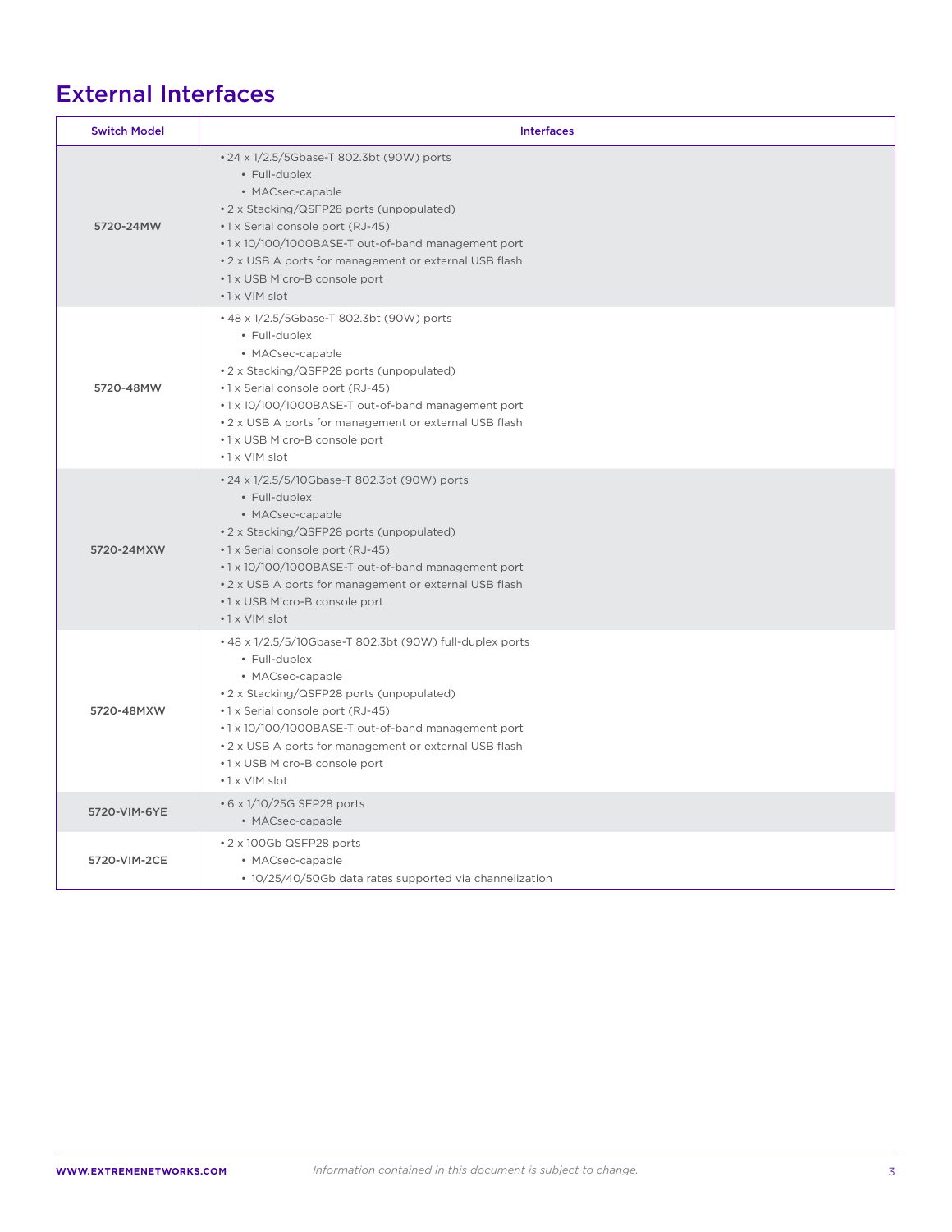## External Interfaces

| Switch Model | Interfaces |
|---|---|
| 5720-24MW | • 24 x 1/2.5/5Gbase-T 802.3bt (90W) ports<br>  • Full-duplex<br>  • MACsec-capable<br>• 2 x Stacking/QSFP28 ports (unpopulated)<br>• 1 x Serial console port (RJ-45)<br>• 1 x 10/100/1000BASE-T out-of-band management port<br>• 2 x USB A ports for management or external USB flash<br>• 1 x USB Micro-B console port<br>• 1 x VIM slot |
| 5720-48MW | • 48 x 1/2.5/5Gbase-T 802.3bt (90W) ports<br>  • Full-duplex<br>  • MACsec-capable<br>• 2 x Stacking/QSFP28 ports (unpopulated)<br>• 1 x Serial console port (RJ-45)<br>• 1 x 10/100/1000BASE-T out-of-band management port<br>• 2 x USB A ports for management or external USB flash<br>• 1 x USB Micro-B console port<br>• 1 x VIM slot |
| 5720-24MXW | • 24 x 1/2.5/5/10Gbase-T 802.3bt (90W) ports<br>  • Full-duplex<br>  • MACsec-capable<br>• 2 x Stacking/QSFP28 ports (unpopulated)<br>• 1 x Serial console port (RJ-45)<br>• 1 x 10/100/1000BASE-T out-of-band management port<br>• 2 x USB A ports for management or external USB flash<br>• 1 x USB Micro-B console port<br>• 1 x VIM slot |
| 5720-48MXW | • 48 x 1/2.5/5/10Gbase-T 802.3bt (90W) full-duplex ports<br>  • Full-duplex<br>  • MACsec-capable<br>• 2 x Stacking/QSFP28 ports (unpopulated)<br>• 1 x Serial console port (RJ-45)<br>• 1 x 10/100/1000BASE-T out-of-band management port<br>• 2 x USB A ports for management or external USB flash<br>• 1 x USB Micro-B console port<br>• 1 x VIM slot |
| 5720-VIM-6YE | • 6 x 1/10/25G SFP28 ports<br>  • MACsec-capable |
| 5720-VIM-2CE | • 2 x 100Gb QSFP28 ports<br>  • MACsec-capable<br>  • 10/25/40/50Gb data rates supported via channelization |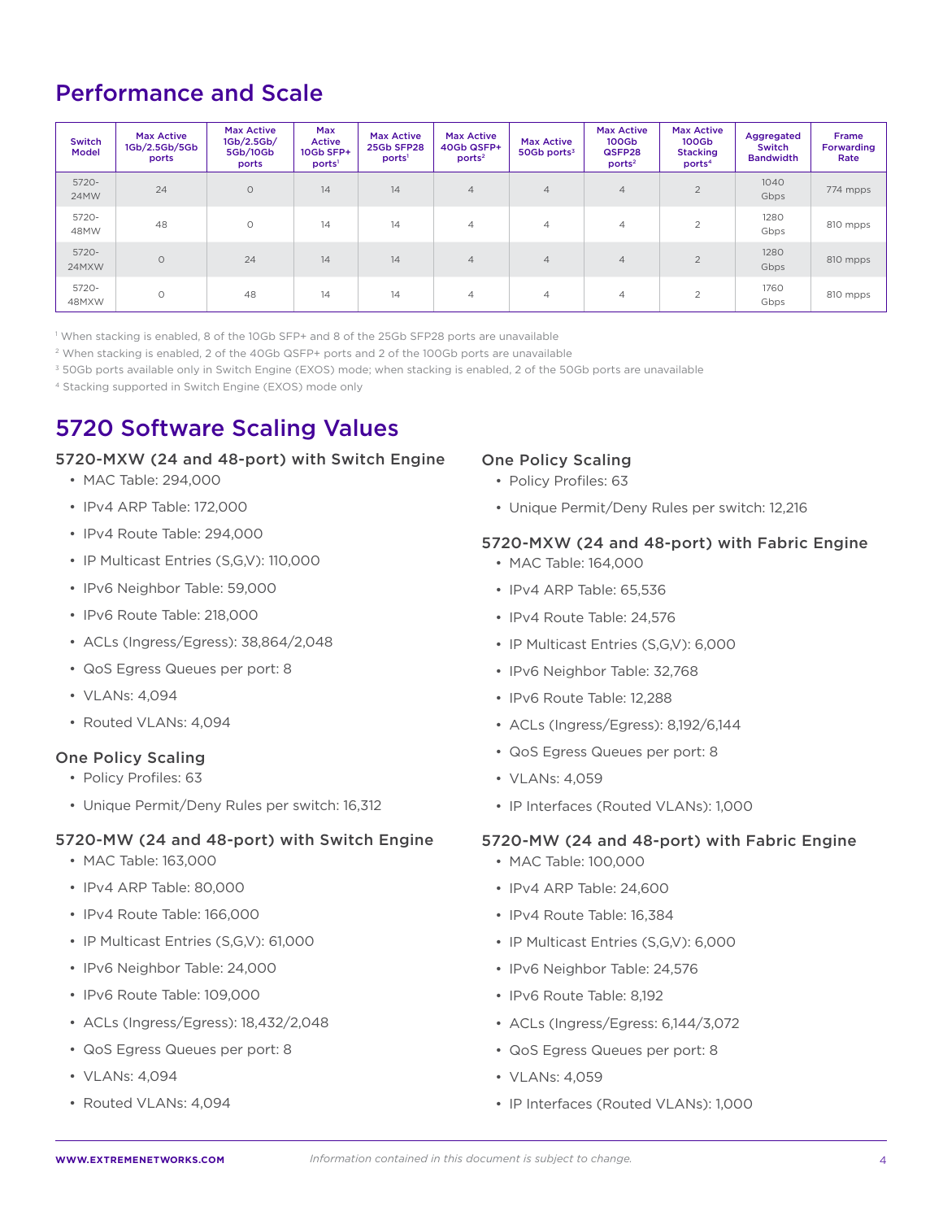## Performance and Scale

| Switch Model | Max Active 1Gb/2.5Gb/5Gb ports | Max Active 1Gb/2.5Gb/5Gb/10Gb ports | Max Active 10Gb SFP+ ports[1] | Max Active 25Gb SFP28 ports[1] | Max Active 40Gb QSFP+ ports[2] | Max Active 50Gb ports[3] | Max Active 100Gb QSFP28 ports[2] | Max Active 100Gb Stacking ports[4] | Aggregated Switch Bandwidth | Frame Forwarding Rate |
|---|---|---|---|---|---|---|---|---|---|---|
| 5720-24MW | 24 | 0 | 14 | 14 | 4 | 4 | 4 | 2 | 1040 Gbps | 774 mpps |
| 5720-48MW | 48 | 0 | 14 | 14 | 4 | 4 | 4 | 2 | 1280 Gbps | 810 mpps |
| 5720-24MXW | 0 | 24 | 14 | 14 | 4 | 4 | 4 | 2 | 1280 Gbps | 810 mpps |
| 5720-48MXW | 0 | 48 | 14 | 14 | 4 | 4 | 4 | 2 | 1760 Gbps | 810 mpps |

[1] When stacking is enabled, 8 of the 10Gb SFP+ and 8 of the 25Gb SFP28 ports are unavailable

[2] When stacking is enabled, 2 of the 40Gb QSFP+ ports and 2 of the 100Gb ports are unavailable

[3] 50Gb ports available only in Switch Engine (EXOS) mode; when stacking is enabled, 2 of the 50Gb ports are unavailable

[4] Stacking supported in Switch Engine (EXOS) mode only

## 5720 Software Scaling Values

### 5720-MXW (24 and 48-port) with Switch Engine

- MAC Table: 294,000
- IPv4 ARP Table: 172,000
- IPv4 Route Table: 294,000
- IP Multicast Entries (S,G,V): 110,000
- IPv6 Neighbor Table: 59,000
- IPv6 Route Table: 218,000
- ACLs (Ingress/Egress): 38,864/2,048
- QoS Egress Queues per port: 8
- VLANs: 4,094
- Routed VLANs: 4,094

### One Policy Scaling

- Policy Profiles: 63
- Unique Permit/Deny Rules per switch: 16,312

### 5720-MW (24 and 48-port) with Switch Engine

- MAC Table: 163,000
- IPv4 ARP Table: 80,000
- IPv4 Route Table: 166,000
- IP Multicast Entries (S,G,V): 61,000
- IPv6 Neighbor Table: 24,000
- IPv6 Route Table: 109,000
- ACLs (Ingress/Egress): 18,432/2,048
- QoS Egress Queues per port: 8
- VLANs: 4,094
- Routed VLANs: 4,094

### One Policy Scaling

- Policy Profiles: 63
- Unique Permit/Deny Rules per switch: 12,216

### 5720-MXW (24 and 48-port) with Fabric Engine

- MAC Table: 164,000
- IPv4 ARP Table: 65,536
- IPv4 Route Table: 24,576
- IP Multicast Entries (S,G,V): 6,000
- IPv6 Neighbor Table: 32,768
- IPv6 Route Table: 12,288
- ACLs (Ingress/Egress): 8,192/6,144
- QoS Egress Queues per port: 8
- VLANs: 4,059
- IP Interfaces (Routed VLANs): 1,000

### 5720-MW (24 and 48-port) with Fabric Engine

- MAC Table: 100,000
- IPv4 ARP Table: 24,600
- IPv4 Route Table: 16,384
- IP Multicast Entries (S,G,V): 6,000
- IPv6 Neighbor Table: 24,576
- IPv6 Route Table: 8,192
- ACLs (Ingress/Egress: 6,144/3,072
- QoS Egress Queues per port: 8
- VLANs: 4,059
- IP Interfaces (Routed VLANs): 1,000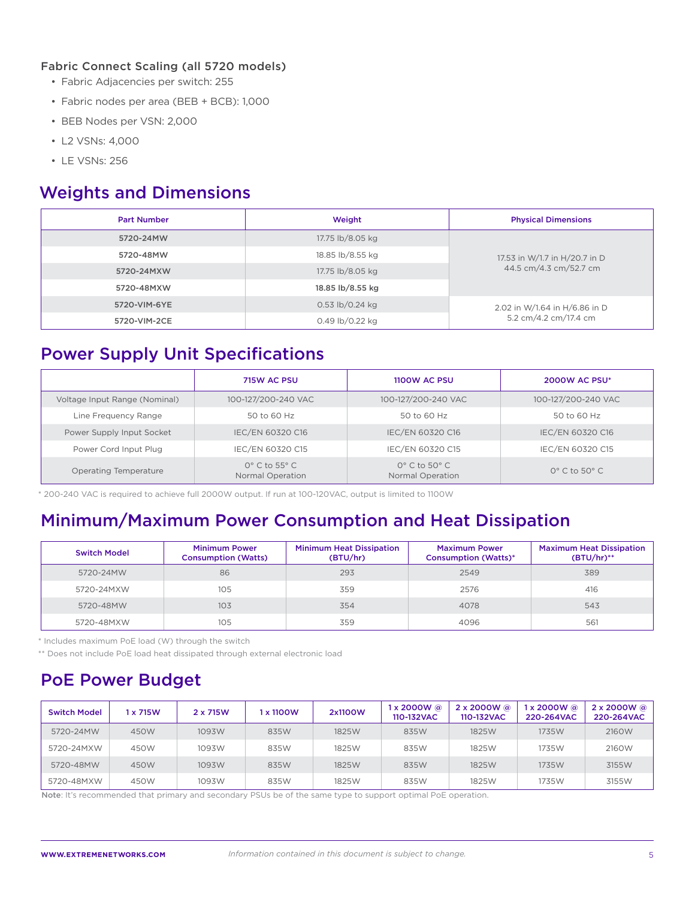### Fabric Connect Scaling (all 5720 models)

- Fabric Adjacencies per switch: 255
- Fabric nodes per area (BEB + BCB): 1,000
- BEB Nodes per VSN: 2,000
- L2 VSNs: 4,000
- LE VSNs: 256

## Weights and Dimensions

| Part Number | Weight | Physical Dimensions |
|---|---|---|
| 5720-24MW | 17.75 lb/8.05 kg | 17.53 in W/1.7 in H/20.7 in D<br>44.5 cm/4.3 cm/52.7 cm |
| 5720-48MW | 18.85 lb/8.55 kg | |
| 5720-24MXW | 17.75 lb/8.05 kg | |
| 5720-48MXW | **18.85 lb/8.55 kg** | |
| 5720-VIM-6YE | 0.53 lb/0.24 kg | 2.02 in W/1.64 in H/6.86 in D<br>5.2 cm/4.2 cm/17.4 cm |
| 5720-VIM-2CE | 0.49 lb/0.22 kg | |

## Power Supply Unit Specifications

| | 715W AC PSU | 1100W AC PSU | 2000W AC PSU* |
|---|---|---|---|
| Voltage Input Range (Nominal) | 100-127/200-240 VAC | 100-127/200-240 VAC | 100-127/200-240 VAC |
| Line Frequency Range | 50 to 60 Hz | 50 to 60 Hz | 50 to 60 Hz |
| Power Supply Input Socket | IEC/EN 60320 C16 | IEC/EN 60320 C16 | IEC/EN 60320 C16 |
| Power Cord Input Plug | IEC/EN 60320 C15 | IEC/EN 60320 C15 | IEC/EN 60320 C15 |
| Operating Temperature | 0° C to 55° C<br>Normal Operation | 0° C to 50° C<br>Normal Operation | 0° C to 50° C |

* 200-240 VAC is required to achieve full 2000W output. If run at 100-120VAC, output is limited to 1100W

## Minimum/Maximum Power Consumption and Heat Dissipation

| Switch Model | Minimum Power Consumption (Watts) | Minimum Heat Dissipation (BTU/hr) | Maximum Power Consumption (Watts)* | Maximum Heat Dissipation (BTU/hr)** |
|---|---|---|---|---|
| 5720-24MW | 86 | 293 | 2549 | 389 |
| 5720-24MXW | 105 | 359 | 2576 | 416 |
| 5720-48MW | 103 | 354 | 4078 | 543 |
| 5720-48MXW | 105 | 359 | 4096 | 561 |

* Includes maximum PoE load (W) through the switch

** Does not include PoE load heat dissipated through external electronic load

## PoE Power Budget

| Switch Model | 1 x 715W | 2 x 715W | 1 x 1100W | 2x1100W | 1 x 2000W @ 110-132VAC | 2 x 2000W @ 110-132VAC | 1 x 2000W @ 220-264VAC | 2 x 2000W @ 220-264VAC |
|---|---|---|---|---|---|---|---|---|
| 5720-24MW | 450W | 1093W | 835W | 1825W | 835W | 1825W | 1735W | 2160W |
| 5720-24MXW | 450W | 1093W | 835W | 1825W | 835W | 1825W | 1735W | 2160W |
| 5720-48MW | 450W | 1093W | 835W | 1825W | 835W | 1825W | 1735W | 3155W |
| 5720-48MXW | 450W | 1093W | 835W | 1825W | 835W | 1825W | 1735W | 3155W |

**Note**: It's recommended that primary and secondary PSUs be of the same type to support optimal PoE operation.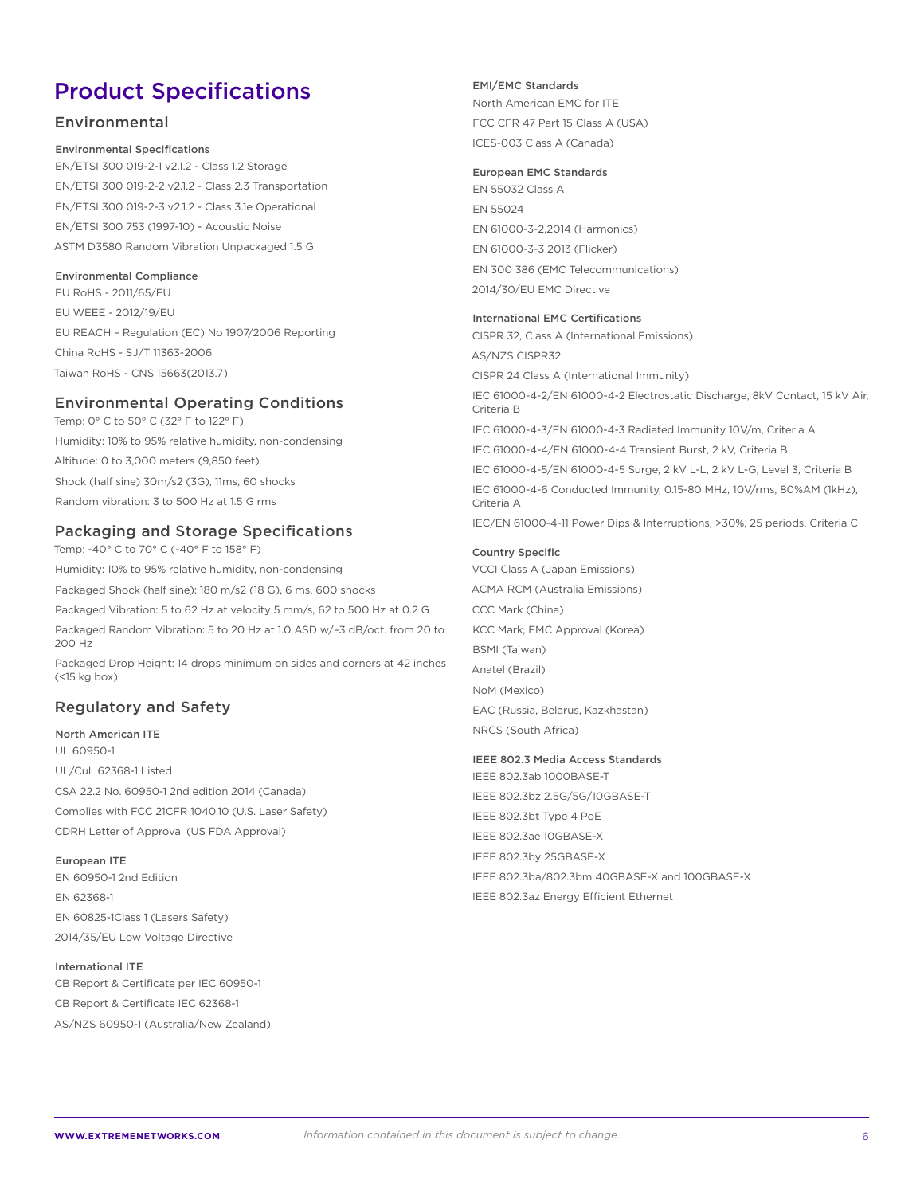# Product Specifications

## Environmental

### Environmental Specifications

EN/ETSI 300 019-2-1 v2.1.2 - Class 1.2 Storage

EN/ETSI 300 019-2-2 v2.1.2 - Class 2.3 Transportation

EN/ETSI 300 019-2-3 v2.1.2 - Class 3.1e Operational

EN/ETSI 300 753 (1997-10) - Acoustic Noise

ASTM D3580 Random Vibration Unpackaged 1.5 G

### Environmental Compliance

EU RoHS - 2011/65/EU

EU WEEE - 2012/19/EU

EU REACH – Regulation (EC) No 1907/2006 Reporting

China RoHS - SJ/T 11363-2006

Taiwan RoHS - CNS 15663(2013.7)

## Environmental Operating Conditions

Temp: 0° C to 50° C (32° F to 122° F)

Humidity: 10% to 95% relative humidity, non-condensing

Altitude: 0 to 3,000 meters (9,850 feet)

Shock (half sine) 30m/s2 (3G), 11ms, 60 shocks

Random vibration: 3 to 500 Hz at 1.5 G rms

## Packaging and Storage Specifications

Temp: -40° C to 70° C (-40° F to 158° F)

Humidity: 10% to 95% relative humidity, non-condensing

Packaged Shock (half sine): 180 m/s2 (18 G), 6 ms, 600 shocks

Packaged Vibration: 5 to 62 Hz at velocity 5 mm/s, 62 to 500 Hz at 0.2 G

Packaged Random Vibration: 5 to 20 Hz at 1.0 ASD w/–3 dB/oct. from 20 to 200 Hz

Packaged Drop Height: 14 drops minimum on sides and corners at 42 inches (<15 kg box)

## Regulatory and Safety

### North American ITE

UL 60950-1

UL/CuL 62368-1 Listed

CSA 22.2 No. 60950-1 2nd edition 2014 (Canada)

Complies with FCC 21CFR 1040.10 (U.S. Laser Safety)

CDRH Letter of Approval (US FDA Approval)

### European ITE

EN 60950-1 2nd Edition

EN 62368-1

EN 60825-1Class 1 (Lasers Safety)

2014/35/EU Low Voltage Directive

### International ITE

CB Report & Certificate per IEC 60950-1

CB Report & Certificate IEC 62368-1

AS/NZS 60950-1 (Australia/New Zealand)

### EMI/EMC Standards

North American EMC for ITE

FCC CFR 47 Part 15 Class A (USA)

ICES-003 Class A (Canada)

### European EMC Standards

EN 55032 Class A

EN 55024

EN 61000-3-2,2014 (Harmonics)

EN 61000-3-3 2013 (Flicker)

EN 300 386 (EMC Telecommunications)

2014/30/EU EMC Directive

### International EMC Certifications

CISPR 32, Class A (International Emissions)

AS/NZS CISPR32

CISPR 24 Class A (International Immunity)

IEC 61000-4-2/EN 61000-4-2 Electrostatic Discharge, 8kV Contact, 15 kV Air, Criteria B

IEC 61000-4-3/EN 61000-4-3 Radiated Immunity 10V/m, Criteria A

IEC 61000-4-4/EN 61000-4-4 Transient Burst, 2 kV, Criteria B

IEC 61000-4-5/EN 61000-4-5 Surge, 2 kV L-L, 2 kV L-G, Level 3, Criteria B

IEC 61000-4-6 Conducted Immunity, 0.15-80 MHz, 10V/rms, 80%AM (1kHz), Criteria A

IEC/EN 61000-4-11 Power Dips & Interruptions, >30%, 25 periods, Criteria C

### Country Specific

VCCI Class A (Japan Emissions)

ACMA RCM (Australia Emissions)

CCC Mark (China)

KCC Mark, EMC Approval (Korea)

BSMI (Taiwan)

Anatel (Brazil)

NoM (Mexico)

EAC (Russia, Belarus, Kazkhastan)

NRCS (South Africa)

### IEEE 802.3 Media Access Standards

IEEE 802.3ab 1000BASE-T

IEEE 802.3bz 2.5G/5G/10GBASE-T

IEEE 802.3bt Type 4 PoE

IEEE 802.3ae 10GBASE-X

IEEE 802.3by 25GBASE-X

IEEE 802.3ba/802.3bm 40GBASE-X and 100GBASE-X

IEEE 802.3az Energy Efficient Ethernet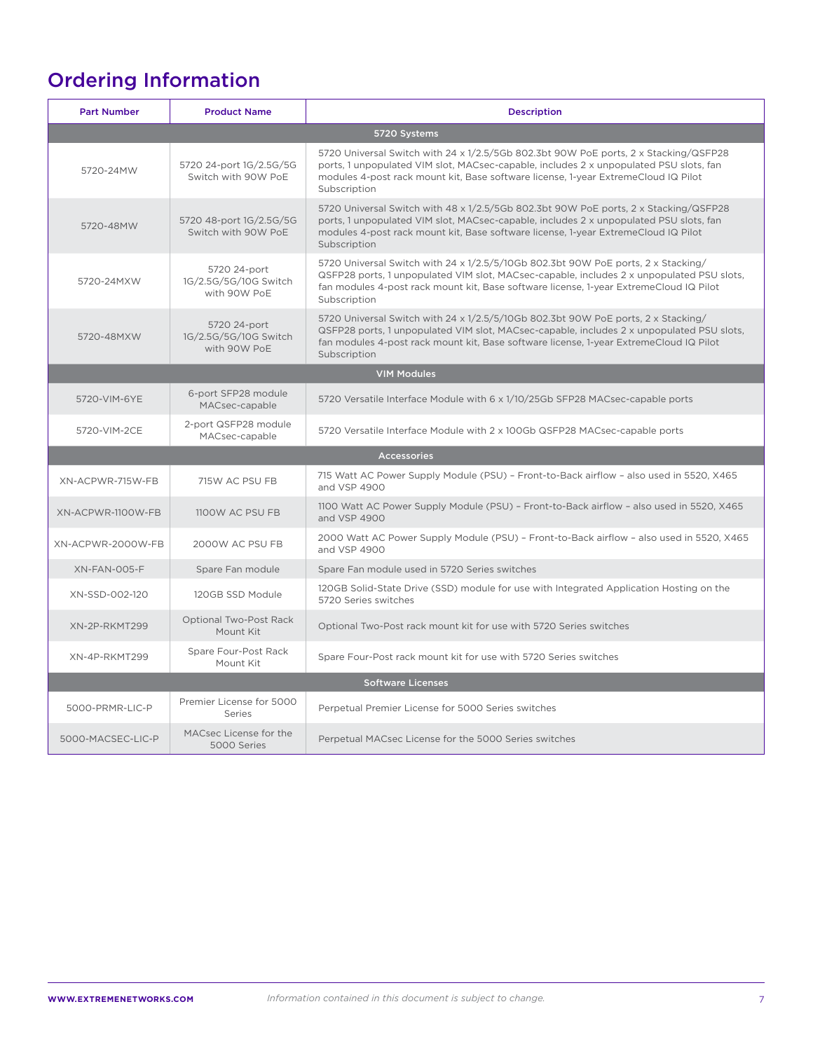# Ordering Information

| Part Number | Product Name | Description |
|---|---|---|
| **5720 Systems** | | |
| 5720-24MW | 5720 24-port 1G/2.5G/5G Switch with 90W PoE | 5720 Universal Switch with 24 x 1/2.5/5Gb 802.3bt 90W PoE ports, 2 x Stacking/QSFP28 ports, 1 unpopulated VIM slot, MACsec-capable, includes 2 x unpopulated PSU slots, fan modules 4-post rack mount kit, Base software license, 1-year ExtremeCloud IQ Pilot Subscription |
| 5720-48MW | 5720 48-port 1G/2.5G/5G Switch with 90W PoE | 5720 Universal Switch with 48 x 1/2.5/5Gb 802.3bt 90W PoE ports, 2 x Stacking/QSFP28 ports, 1 unpopulated VIM slot, MACsec-capable, includes 2 x unpopulated PSU slots, fan modules 4-post rack mount kit, Base software license, 1-year ExtremeCloud IQ Pilot Subscription |
| 5720-24MXW | 5720 24-port 1G/2.5G/5G/10G Switch with 90W PoE | 5720 Universal Switch with 24 x 1/2.5/5/10Gb 802.3bt 90W PoE ports, 2 x Stacking/ QSFP28 ports, 1 unpopulated VIM slot, MACsec-capable, includes 2 x unpopulated PSU slots, fan modules 4-post rack mount kit, Base software license, 1-year ExtremeCloud IQ Pilot Subscription |
| 5720-48MXW | 5720 24-port 1G/2.5G/5G/10G Switch with 90W PoE | 5720 Universal Switch with 24 x 1/2.5/5/10Gb 802.3bt 90W PoE ports, 2 x Stacking/ QSFP28 ports, 1 unpopulated VIM slot, MACsec-capable, includes 2 x unpopulated PSU slots, fan modules 4-post rack mount kit, Base software license, 1-year ExtremeCloud IQ Pilot Subscription |
| **VIM Modules** | | |
| 5720-VIM-6YE | 6-port SFP28 module MACsec-capable | 5720 Versatile Interface Module with 6 x 1/10/25Gb SFP28 MACsec-capable ports |
| 5720-VIM-2CE | 2-port QSFP28 module MACsec-capable | 5720 Versatile Interface Module with 2 x 100Gb QSFP28 MACsec-capable ports |
| **Accessories** | | |
| XN-ACPWR-715W-FB | 715W AC PSU FB | 715 Watt AC Power Supply Module (PSU) – Front-to-Back airflow – also used in 5520, X465 and VSP 4900 |
| XN-ACPWR-1100W-FB | 1100W AC PSU FB | 1100 Watt AC Power Supply Module (PSU) – Front-to-Back airflow – also used in 5520, X465 and VSP 4900 |
| XN-ACPWR-2000W-FB | 2000W AC PSU FB | 2000 Watt AC Power Supply Module (PSU) – Front-to-Back airflow – also used in 5520, X465 and VSP 4900 |
| XN-FAN-005-F | Spare Fan module | Spare Fan module used in 5720 Series switches |
| XN-SSD-002-120 | 120GB SSD Module | 120GB Solid-State Drive (SSD) module for use with Integrated Application Hosting on the 5720 Series switches |
| XN-2P-RKMT299 | Optional Two-Post Rack Mount Kit | Optional Two-Post rack mount kit for use with 5720 Series switches |
| XN-4P-RKMT299 | Spare Four-Post Rack Mount Kit | Spare Four-Post rack mount kit for use with 5720 Series switches |
| **Software Licenses** | | |
| 5000-PRMR-LIC-P | Premier License for 5000 Series | Perpetual Premier License for 5000 Series switches |
| 5000-MACSEC-LIC-P | MACsec License for the 5000 Series | Perpetual MACsec License for the 5000 Series switches |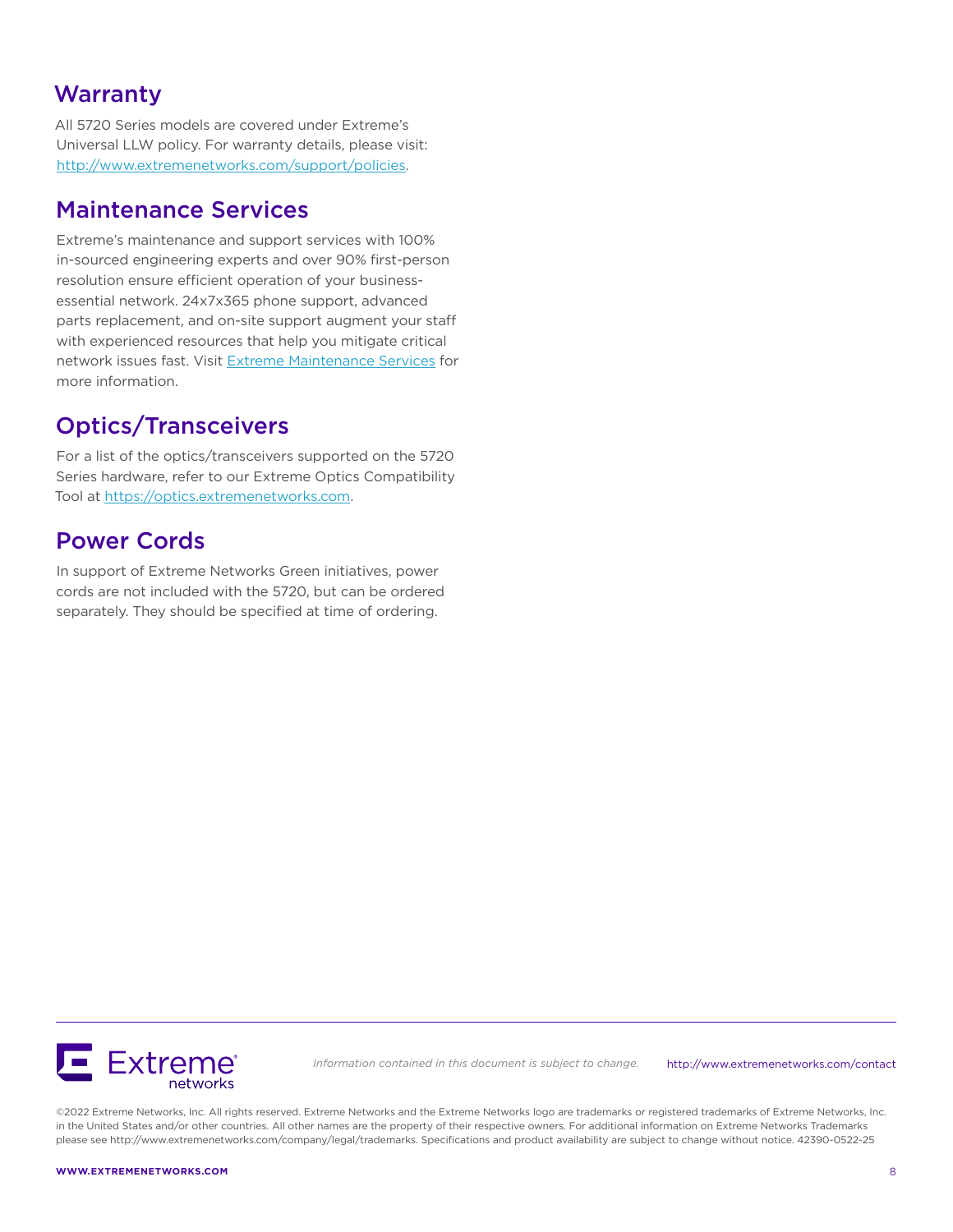## Warranty

All 5720 Series models are covered under Extreme's Universal LLW policy. For warranty details, please visit: http://www.extremenetworks.com/support/policies.

## Maintenance Services

Extreme's maintenance and support services with 100% in-sourced engineering experts and over 90% first-person resolution ensure efficient operation of your business-essential network. 24x7x365 phone support, advanced parts replacement, and on-site support augment your staff with experienced resources that help you mitigate critical network issues fast. Visit Extreme Maintenance Services for more information.

## Optics/Transceivers

For a list of the optics/transceivers supported on the 5720 Series hardware, refer to our Extreme Optics Compatibility Tool at https://optics.extremenetworks.com.

## Power Cords

In support of Extreme Networks Green initiatives, power cords are not included with the 5720, but can be ordered separately. They should be specified at time of ordering.

*Information contained in this document is subject to change.*

http://www.extremenetworks.com/contact

©2022 Extreme Networks, Inc. All rights reserved. Extreme Networks and the Extreme Networks logo are trademarks or registered trademarks of Extreme Networks, Inc. in the United States and/or other countries. All other names are the property of their respective owners. For additional information on Extreme Networks Trademarks please see http://www.extremenetworks.com/company/legal/trademarks. Specifications and product availability are subject to change without notice. 42390-0522-25